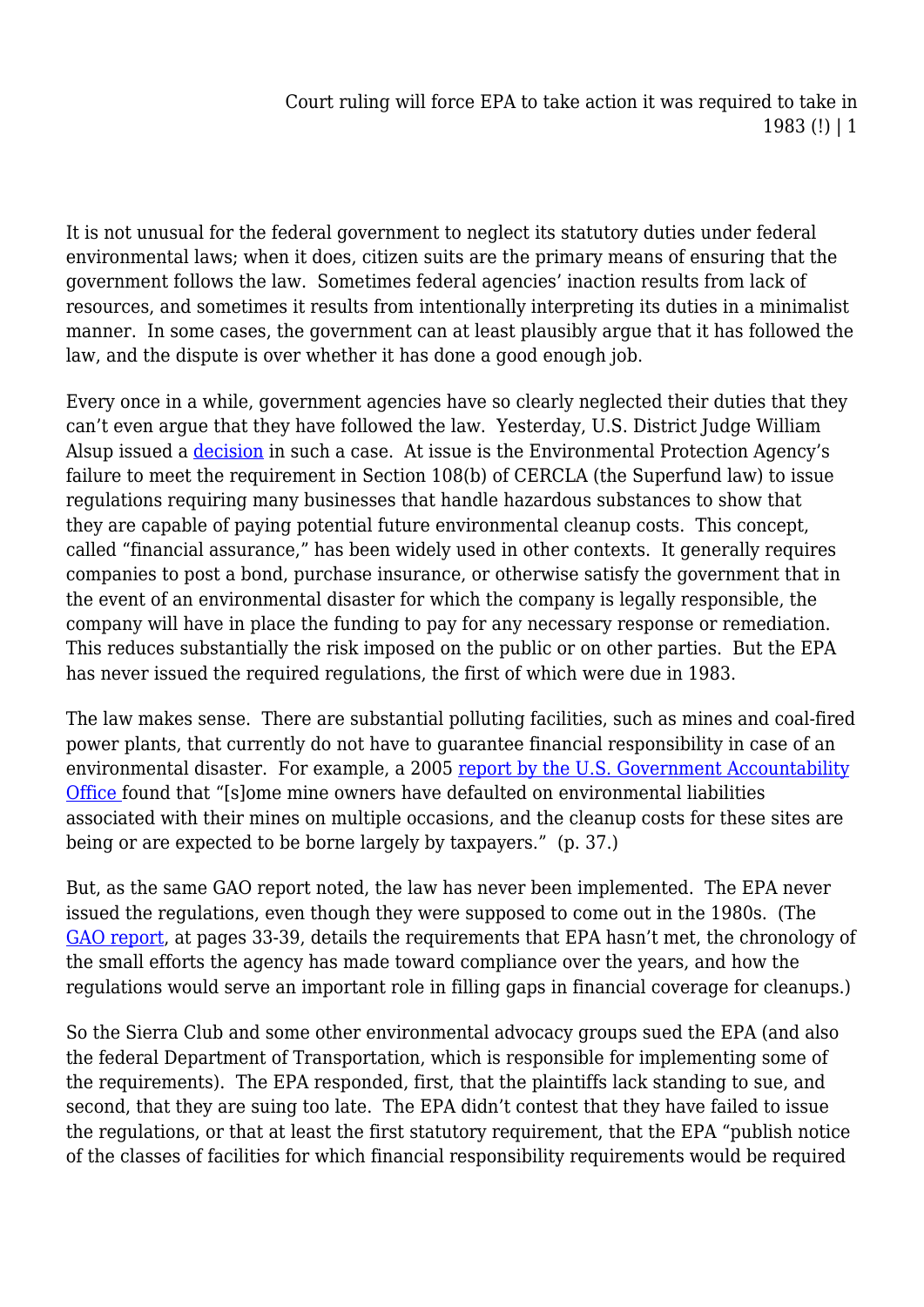It is not unusual for the federal government to neglect its statutory duties under federal environmental laws; when it does, citizen suits are the primary means of ensuring that the government follows the law. Sometimes federal agencies' inaction results from lack of resources, and sometimes it results from intentionally interpreting its duties in a minimalist manner. In some cases, the government can at least plausibly argue that it has followed the law, and the dispute is over whether it has done a good enough job.

Every once in a while, government agencies have so clearly neglected their duties that they can't even argue that they have followed the law. Yesterday, U.S. District Judge William Alsup issued a decision in such a case. At issue is the Environmental Protection Agency's failure to meet the requirement in Section 108(b) of CERCLA (the Superfund law) to issue regulations requiring many businesses that handle hazardous substances to show that they are capable of paying potential future environmental cleanup costs. This concept, called "financial assurance," has been widely used in other contexts. It generally requires companies to post a bond, purchase insurance, or otherwise satisfy the government that in the event of an environmental disaster for which the company is legally responsible, the company will have in place the funding to pay for any necessary response or remediation. This reduces substantially the risk imposed on the public or on other parties. But the EPA has never issued the required regulations, the first of which were due in 1983.

The law makes sense. There are substantial polluting facilities, such as mines and coal-fired power plants, that currently do not have to guarantee financial responsibility in case of an environmental disaster. For example, a 2005 report by the U.S. Government Accountability Office found that "[s]ome mine owners have defaulted on environmental liabilities associated with their mines on multiple occasions, and the cleanup costs for these sites are being or are expected to be borne largely by taxpayers." (p. 37.)

But, as the same GAO report noted, the law has never been implemented. The EPA never issued the regulations, even though they were supposed to come out in the 1980s. (The GAO report, at pages 33-39, details the requirements that EPA hasn't met, the chronology of the small efforts the agency has made toward compliance over the years, and how the regulations would serve an important role in filling gaps in financial coverage for cleanups.)

So the Sierra Club and some other environmental advocacy groups sued the EPA (and also the federal Department of Transportation, which is responsible for implementing some of the requirements). The EPA responded, first, that the plaintiffs lack standing to sue, and second, that they are suing too late. The EPA didn't contest that they have failed to issue the regulations, or that at least the first statutory requirement, that the EPA "publish notice of the classes of facilities for which financial responsibility requirements would be required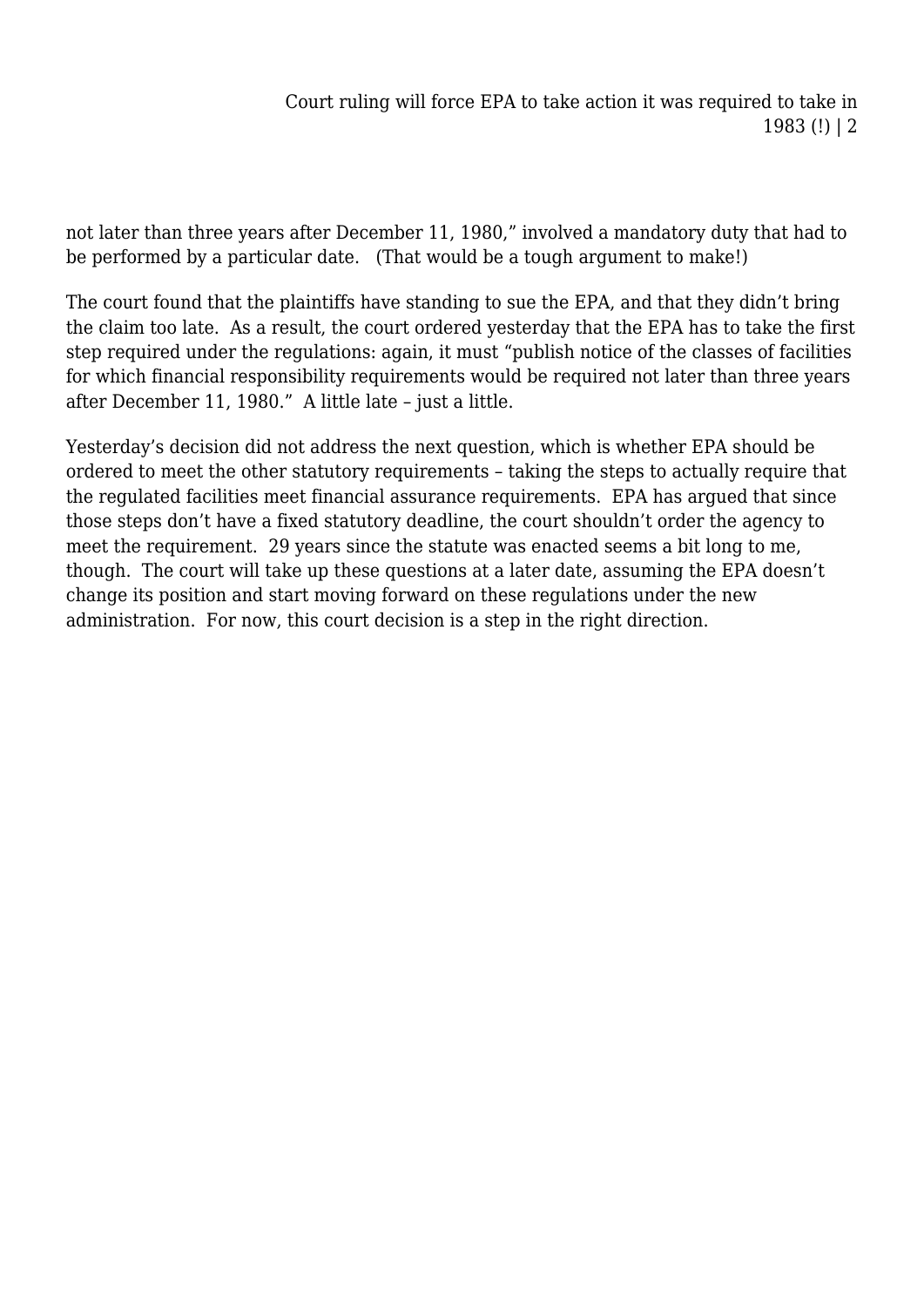not later than three years after December 11, 1980," involved a mandatory duty that had to be performed by a particular date. (That would be a tough argument to make!)

The court found that the plaintiffs have standing to sue the EPA, and that they didn't bring the claim too late. As a result, the court ordered yesterday that the EPA has to take the first step required under the regulations: again, it must "publish notice of the classes of facilities for which financial responsibility requirements would be required not later than three years after December 11, 1980." A little late – just a little.

Yesterday's decision did not address the next question, which is whether EPA should be ordered to meet the other statutory requirements – taking the steps to actually require that the regulated facilities meet financial assurance requirements. EPA has argued that since those steps don't have a fixed statutory deadline, the court shouldn't order the agency to meet the requirement. 29 years since the statute was enacted seems a bit long to me, though. The court will take up these questions at a later date, assuming the EPA doesn't change its position and start moving forward on these regulations under the new administration. For now, this court decision is a step in the right direction.